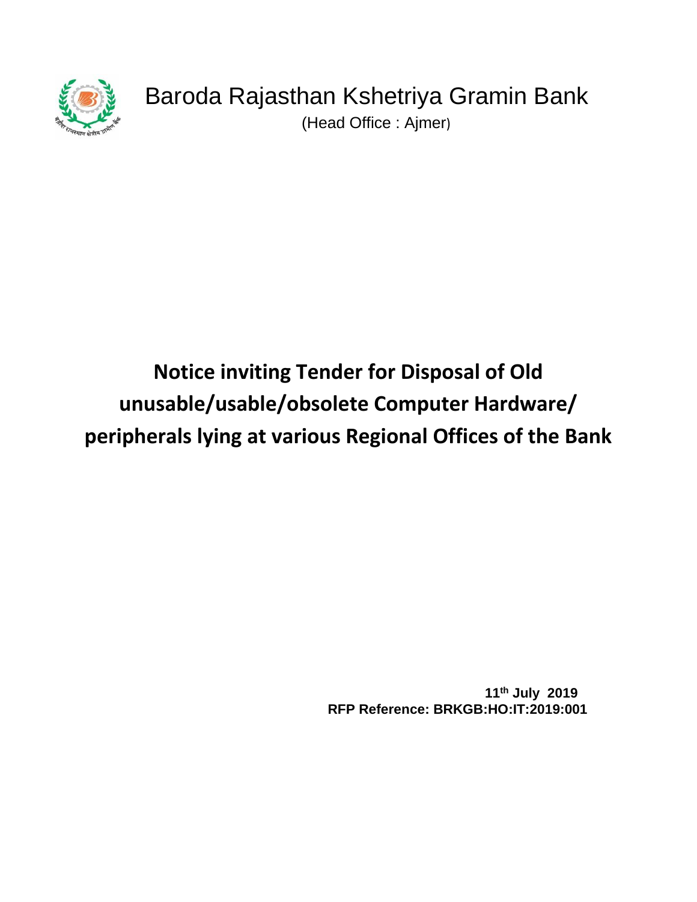# Baroda Rajasthan Kshetriya Gramin Bank

(Head Office : Ajmer)

## Notice inviting Tender for Disposal of Old unusable/usable/obsolete Computer Hardware/ peripherals lying at various Regional Offices of the Bank

**11th July 2019**

**RFP Reference: BRKGB:HO:IT:2019:001**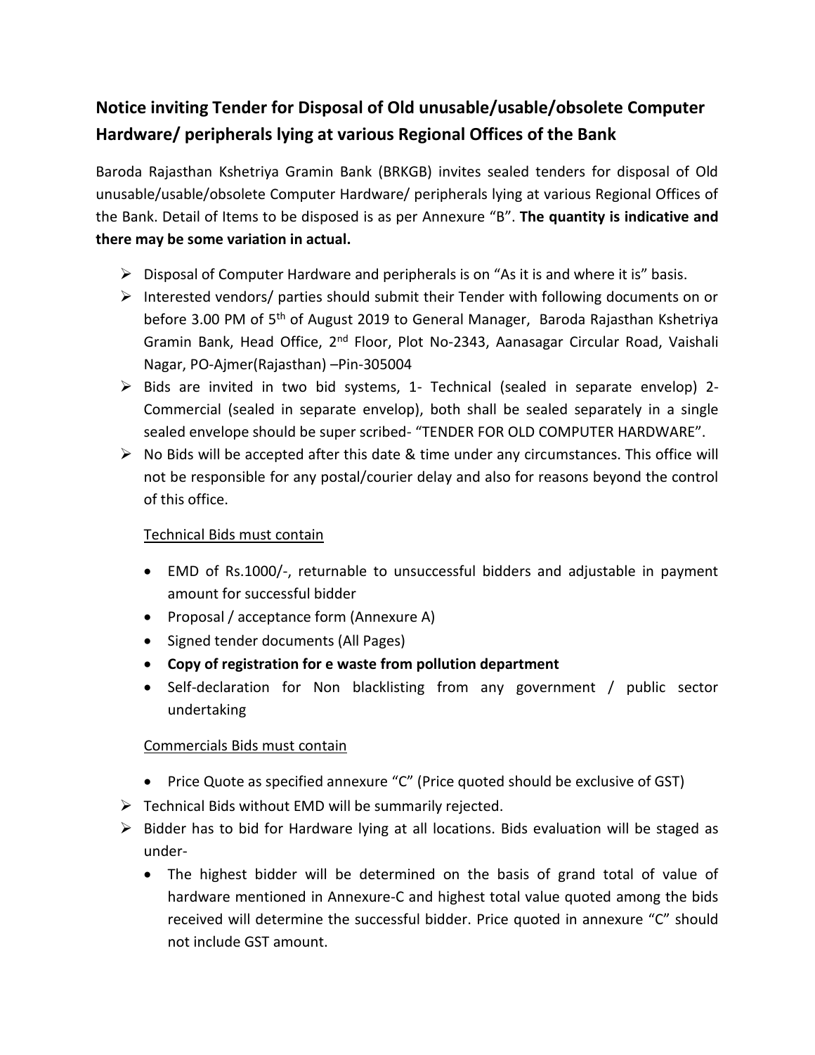## Notice inviting Tender for Disposal of Old unusable/usable/obsolete Computer Hardware/ peripherals lying at various Regional Offices of the Bank

Baroda Rajasthan Kshetriya Gramin Bank (BRKGB) invites sealed tenders for disposal of Old unusable/usable/obsolete Computer Hardware/ peripherals lying at various Regional Offices of the Bank. Detail of Items to be disposed is as per Annexure "B". **The quantity is indicative and there may be some variation in actual.**

- Disposal of Computer Hardware and peripherals is on "As it is and where it is" basis.
- Interested vendors/ parties should submit their Tender with following documents on or before 3.00 PM of 5th of August 2019 to General Manager, Baroda Rajasthan Kshetriya Gramin Bank, Head Office, 2nd Floor, Plot No-2343, Aanasagar Circular Road, Vaishali Nagar, PO-Ajmer(Rajasthan) –Pin-305004
- Bids are invited in two bid systems, 1- Technical (sealed in separate envelop) 2- Commercial (sealed in separate envelop), both shall be sealed separately in a single sealed envelope should be super scribed- "TENDER FOR OLD COMPUTER HARDWARE".
- No Bids will be accepted after this date & time under any circumstances. This office will not be responsible for any postal/courier delay and also for reasons beyond the control of this office.

  Technical Bids must contain

  - EMD of Rs.1000/-, returnable to unsuccessful bidders and adjustable in payment amount for successful bidder
  - Proposal / acceptance form (Annexure A)
  - Signed tender documents (All Pages)
  - **Copy of registration for e waste from pollution department**
  - Self-declaration for Non blacklisting from any government / public sector undertaking

  Commercials Bids must contain

  - Price Quote as specified annexure "C" (Price quoted should be exclusive of GST)
- Technical Bids without EMD will be summarily rejected.
- Bidder has to bid for Hardware lying at all locations. Bids evaluation will be staged as under-
  - The highest bidder will be determined on the basis of grand total of value of hardware mentioned in Annexure-C and highest total value quoted among the bids received will determine the successful bidder. Price quoted in annexure "C" should not include GST amount.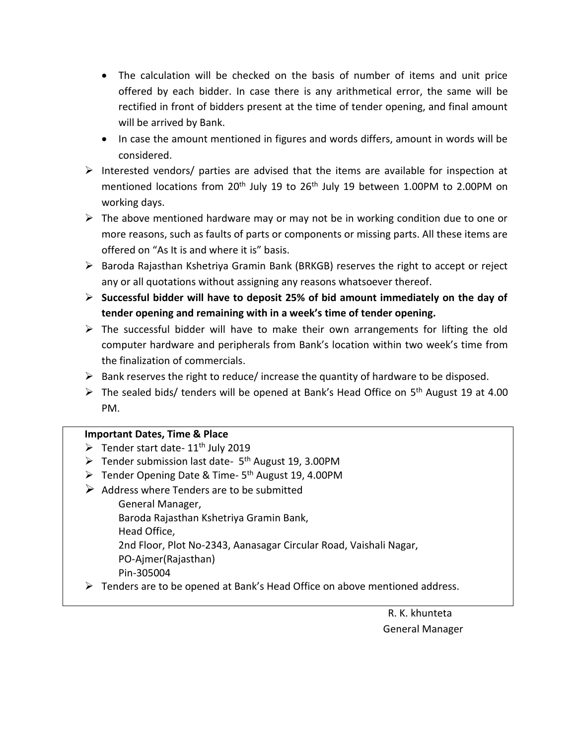- The calculation will be checked on the basis of number of items and unit price offered by each bidder. In case there is any arithmetical error, the same will be rectified in front of bidders present at the time of tender opening, and final amount will be arrived by Bank.
- In case the amount mentioned in figures and words differs, amount in words will be considered.

- Interested vendors/ parties are advised that the items are available for inspection at mentioned locations from 20th July 19 to 26th July 19 between 1.00PM to 2.00PM on working days.
- The above mentioned hardware may or may not be in working condition due to one or more reasons, such as faults of parts or components or missing parts. All these items are offered on "As It is and where it is" basis.
- Baroda Rajasthan Kshetriya Gramin Bank (BRKGB) reserves the right to accept or reject any or all quotations without assigning any reasons whatsoever thereof.
- **Successful bidder will have to deposit 25% of bid amount immediately on the day of tender opening and remaining with in a week's time of tender opening.**
- The successful bidder will have to make their own arrangements for lifting the old computer hardware and peripherals from Bank's location within two week's time from the finalization of commercials.
- Bank reserves the right to reduce/ increase the quantity of hardware to be disposed.
- The sealed bids/ tenders will be opened at Bank's Head Office on 5th August 19 at 4.00 PM.

**Important Dates, Time & Place**

- Tender start date- 11th July 2019
- Tender submission last date- 5th August 19, 3.00PM
- Tender Opening Date & Time- 5th August 19, 4.00PM
- Address where Tenders are to be submitted

  General Manager,
  Baroda Rajasthan Kshetriya Gramin Bank,
  Head Office,
  2nd Floor, Plot No-2343, Aanasagar Circular Road, Vaishali Nagar,
  PO-Ajmer(Rajasthan)
  Pin-305004
- Tenders are to be opened at Bank's Head Office on above mentioned address.

R. K. khunteta
General Manager